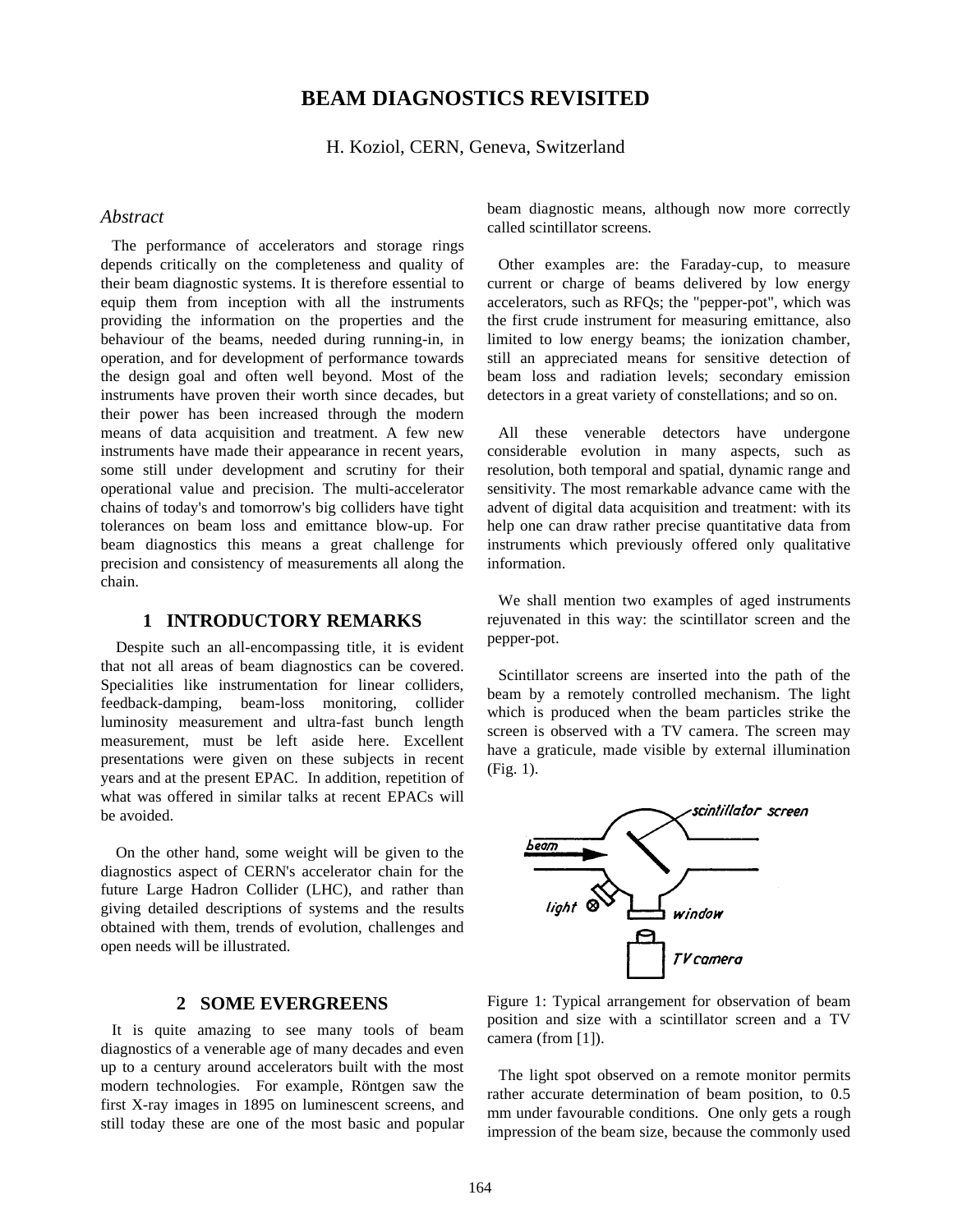# BEAM DIAGNOSTICS REVISITED

H. Koziol, CERN, Geneva, Switzerland

### *Abstract*

The performance of accelerators and storage rings depends critically on the completeness and quality of their beam diagnostic systems. It is therefore essential to equip them from inception with all the instruments providing the information on the properties and the behaviour of the beams, needed during running-in, in operation, and for development of performance towards the design goal and often well beyond. Most of the instruments have proven their worth since decades, but their power has been increased through the modern means of data acquisition and treatment. A few new instruments have made their appearance in recent years, some still under development and scrutiny for their operational value and precision. The multi-accelerator chains of today's and tomorrow's big colliders have tight tolerances on beam loss and emittance blow-up. For beam diagnostics this means a great challenge for precision and consistency of measurements all along the chain.

## 1 INTRODUCTORY REMARKS

Despite such an all-encompassing title, it is evident that not all areas of beam diagnostics can be covered. Specialities like instrumentation for linear colliders, feedback-damping, beam-loss monitoring, collider luminosity measurement and ultra-fast bunch length measurement, must be left aside here. Excellent presentations were given on these subjects in recent years and at the present EPAC. In addition, repetition of what was offered in similar talks at recent EPACs will be avoided.

On the other hand, some weight will be given to the diagnostics aspect of CERN's accelerator chain for the future Large Hadron Collider (LHC), and rather than giving detailed descriptions of systems and the results obtained with them, trends of evolution, challenges and open needs will be illustrated.

## 2 SOME EVERGREENS

It is quite amazing to see many tools of beam diagnostics of a venerable age of many decades and even up to a century around accelerators built with the most modern technologies. For example, Röntgen saw the first X-ray images in 1895 on luminescent screens, and still today these are one of the most basic and popular beam diagnostic means, although now more correctly called scintillator screens.

Other examples are: the Faraday-cup, to measure current or charge of beams delivered by low energy accelerators, such as RFQs; the "pepper-pot", which was the first crude instrument for measuring emittance, also limited to low energy beams; the ionization chamber, still an appreciated means for sensitive detection of beam loss and radiation levels; secondary emission detectors in a great variety of constellations; and so on.

All these venerable detectors have undergone considerable evolution in many aspects, such as resolution, both temporal and spatial, dynamic range and sensitivity. The most remarkable advance came with the advent of digital data acquisition and treatment: with its help one can draw rather precise quantitative data from instruments which previously offered only qualitative information.

We shall mention two examples of aged instruments rejuvenated in this way: the scintillator screen and the pepper-pot.

Scintillator screens are inserted into the path of the beam by a remotely controlled mechanism. The light which is produced when the beam particles strike the screen is observed with a TV camera. The screen may have a graticule, made visible by external illumination (Fig. 1).

Figure 1: Typical arrangement for observation of beam position and size with a scintillator screen and a TV camera (from [1]).

The light spot observed on a remote monitor permits rather accurate determination of beam position, to 0.5 mm under favourable conditions. One only gets a rough impression of the beam size, because the commonly used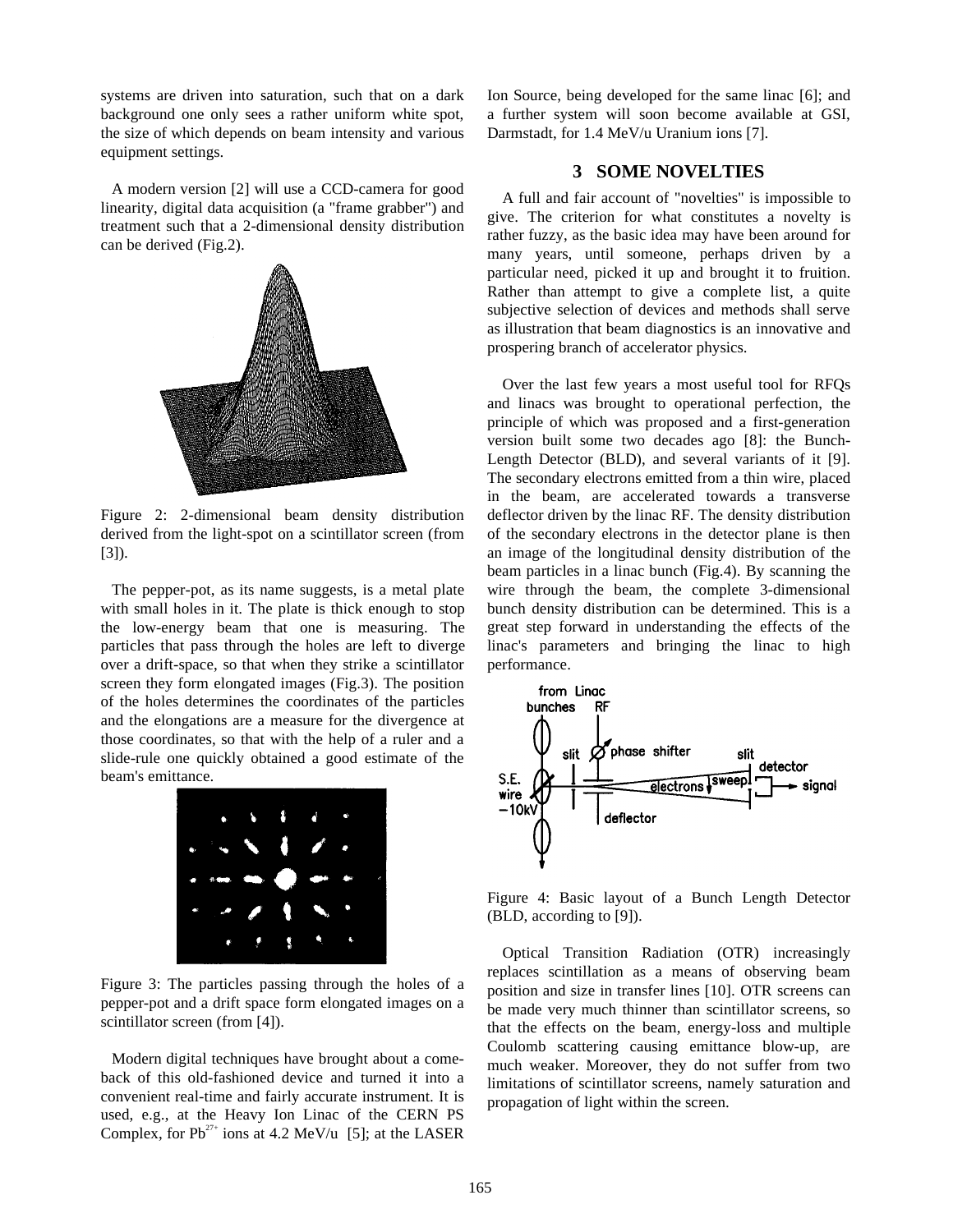systems are driven into saturation, such that on a dark background one only sees a rather uniform white spot, the size of which depends on beam intensity and various equipment settings.

A modern version [2] will use a CCD-camera for good linearity, digital data acquisition (a "frame grabber") and treatment such that a 2-dimensional density distribution can be derived (Fig.2).

Figure 2: 2-dimensional beam density distribution derived from the light-spot on a scintillator screen (from [3]).

The pepper-pot, as its name suggests, is a metal plate with small holes in it. The plate is thick enough to stop the low-energy beam that one is measuring. The particles that pass through the holes are left to diverge over a drift-space, so that when they strike a scintillator screen they form elongated images (Fig.3). The position of the holes determines the coordinates of the particles and the elongations are a measure for the divergence at those coordinates, so that with the help of a ruler and a slide-rule one quickly obtained a good estimate of the beam's emittance.

Figure 3: The particles passing through the holes of a pepper-pot and a drift space form elongated images on a scintillator screen (from [4]).

Modern digital techniques have brought about a come-back of this old-fashioned device and turned it into a convenient real-time and fairly accurate instrument. It is used, e.g., at the Heavy Ion Linac of the CERN PS Complex, for $Pb^{27+}$ ions at 4.2 MeV/u [5]; at the LASER Ion Source, being developed for the same linac [6]; and a further system will soon become available at GSI, Darmstadt, for 1.4 MeV/u Uranium ions [7].

## 3 SOME NOVELTIES

A full and fair account of "novelties" is impossible to give. The criterion for what constitutes a novelty is rather fuzzy, as the basic idea may have been around for many years, until someone, perhaps driven by a particular need, picked it up and brought it to fruition. Rather than attempt to give a complete list, a quite subjective selection of devices and methods shall serve as illustration that beam diagnostics is an innovative and prospering branch of accelerator physics.

Over the last few years a most useful tool for RFQs and linacs was brought to operational perfection, the principle of which was proposed and a first-generation version built some two decades ago [8]: the Bunch-Length Detector (BLD), and several variants of it [9]. The secondary electrons emitted from a thin wire, placed in the beam, are accelerated towards a transverse deflector driven by the linac RF. The density distribution of the secondary electrons in the detector plane is then an image of the longitudinal density distribution of the beam particles in a linac bunch (Fig.4). By scanning the wire through the beam, the complete 3-dimensional bunch density distribution can be determined. This is a great step forward in understanding the effects of the linac's parameters and bringing the linac to high performance.

Figure 4: Basic layout of a Bunch Length Detector (BLD, according to [9]).

Optical Transition Radiation (OTR) increasingly replaces scintillation as a means of observing beam position and size in transfer lines [10]. OTR screens can be made very much thinner than scintillator screens, so that the effects on the beam, energy-loss and multiple Coulomb scattering causing emittance blow-up, are much weaker. Moreover, they do not suffer from two limitations of scintillator screens, namely saturation and propagation of light within the screen.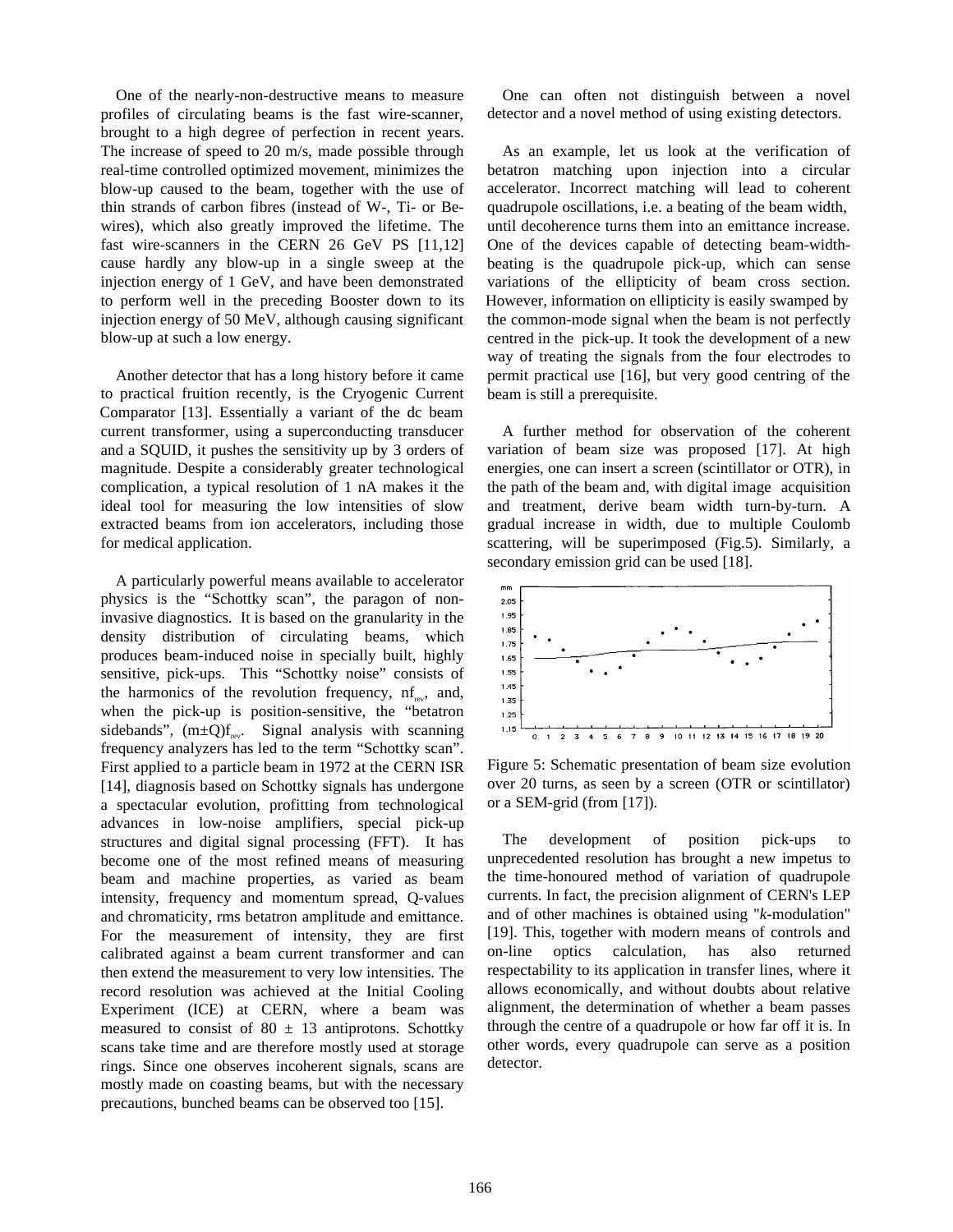One of the nearly-non-destructive means to measure profiles of circulating beams is the fast wire-scanner, brought to a high degree of perfection in recent years. The increase of speed to 20 m/s, made possible through real-time controlled optimized movement, minimizes the blow-up caused to the beam, together with the use of thin strands of carbon fibres (instead of W-, Ti- or Be-wires), which also greatly improved the lifetime. The fast wire-scanners in the CERN 26 GeV PS [11,12] cause hardly any blow-up in a single sweep at the injection energy of 1 GeV, and have been demonstrated to perform well in the preceding Booster down to its injection energy of 50 MeV, although causing significant blow-up at such a low energy.

Another detector that has a long history before it came to practical fruition recently, is the Cryogenic Current Comparator [13]. Essentially a variant of the dc beam current transformer, using a superconducting transducer and a SQUID, it pushes the sensitivity up by 3 orders of magnitude. Despite a considerably greater technological complication, a typical resolution of 1 nA makes it the ideal tool for measuring the low intensities of slow extracted beams from ion accelerators, including those for medical application.

A particularly powerful means available to accelerator physics is the "Schottky scan", the paragon of non-invasive diagnostics. It is based on the granularity in the density distribution of circulating beams, which produces beam-induced noise in specially built, highly sensitive, pick-ups. This "Schottky noise" consists of the harmonics of the revolution frequency, $nf_{rev}$, and, when the pick-up is position-sensitive, the "betatron sidebands", $(m \pm Q)f_{rev}$. Signal analysis with scanning frequency analyzers has led to the term "Schottky scan". First applied to a particle beam in 1972 at the CERN ISR [14], diagnosis based on Schottky signals has undergone a spectacular evolution, profitting from technological advances in low-noise amplifiers, special pick-up structures and digital signal processing (FFT). It has become one of the most refined means of measuring beam and machine properties, as varied as beam intensity, frequency and momentum spread, Q-values and chromaticity, rms betatron amplitude and emittance. For the measurement of intensity, they are first calibrated against a beam current transformer and can then extend the measurement to very low intensities. The record resolution was achieved at the Initial Cooling Experiment (ICE) at CERN, where a beam was measured to consist of 80 ± 13 antiprotons. Schottky scans take time and are therefore mostly used at storage rings. Since one observes incoherent signals, scans are mostly made on coasting beams, but with the necessary precautions, bunched beams can be observed too [15].

One can often not distinguish between a novel detector and a novel method of using existing detectors.

As an example, let us look at the verification of betatron matching upon injection into a circular accelerator. Incorrect matching will lead to coherent quadrupole oscillations, i.e. a beating of the beam width, until decoherence turns them into an emittance increase. One of the devices capable of detecting beam-width-beating is the quadrupole pick-up, which can sense variations of the ellipticity of beam cross section. However, information on ellipticity is easily swamped by the common-mode signal when the beam is not perfectly centred in the pick-up. It took the development of a new way of treating the signals from the four electrodes to permit practical use [16], but very good centring of the beam is still a prerequisite.

A further method for observation of the coherent variation of beam size was proposed [17]. At high energies, one can insert a screen (scintillator or OTR), in the path of the beam and, with digital image acquisition and treatment, derive beam width turn-by-turn. A gradual increase in width, due to multiple Coulomb scattering, will be superimposed (Fig.5). Similarly, a secondary emission grid can be used [18].

Figure 5: Schematic presentation of beam size evolution over 20 turns, as seen by a screen (OTR or scintillator) or a SEM-grid (from [17]).

The development of position pick-ups to unprecedented resolution has brought a new impetus to the time-honoured method of variation of quadrupole currents. In fact, the precision alignment of CERN's LEP and of other machines is obtained using "*k*-modulation" [19]. This, together with modern means of controls and on-line optics calculation, has also returned respectability to its application in transfer lines, where it allows economically, and without doubts about relative alignment, the determination of whether a beam passes through the centre of a quadrupole or how far off it is. In other words, every quadrupole can serve as a position detector.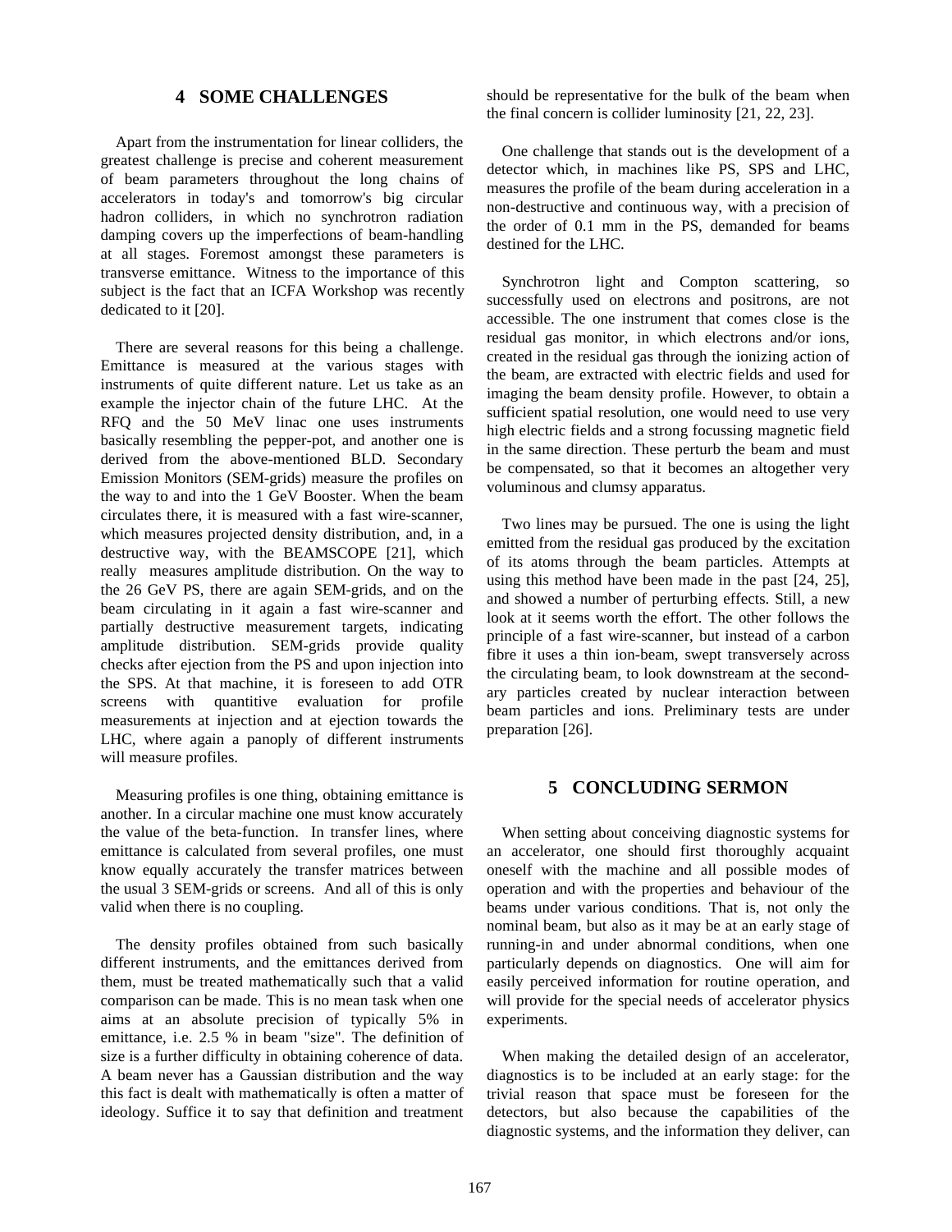## 4 SOME CHALLENGES

Apart from the instrumentation for linear colliders, the greatest challenge is precise and coherent measurement of beam parameters throughout the long chains of accelerators in today's and tomorrow's big circular hadron colliders, in which no synchrotron radiation damping covers up the imperfections of beam-handling at all stages. Foremost amongst these parameters is transverse emittance. Witness to the importance of this subject is the fact that an ICFA Workshop was recently dedicated to it [20].

There are several reasons for this being a challenge. Emittance is measured at the various stages with instruments of quite different nature. Let us take as an example the injector chain of the future LHC. At the RFQ and the 50 MeV linac one uses instruments basically resembling the pepper-pot, and another one is derived from the above-mentioned BLD. Secondary Emission Monitors (SEM-grids) measure the profiles on the way to and into the 1 GeV Booster. When the beam circulates there, it is measured with a fast wire-scanner, which measures projected density distribution, and, in a destructive way, with the BEAMSCOPE [21], which really measures amplitude distribution. On the way to the 26 GeV PS, there are again SEM-grids, and on the beam circulating in it again a fast wire-scanner and partially destructive measurement targets, indicating amplitude distribution. SEM-grids provide quality checks after ejection from the PS and upon injection into the SPS. At that machine, it is foreseen to add OTR screens with quantitive evaluation for profile measurements at injection and at ejection towards the LHC, where again a panoply of different instruments will measure profiles.

Measuring profiles is one thing, obtaining emittance is another. In a circular machine one must know accurately the value of the beta-function. In transfer lines, where emittance is calculated from several profiles, one must know equally accurately the transfer matrices between the usual 3 SEM-grids or screens. And all of this is only valid when there is no coupling.

The density profiles obtained from such basically different instruments, and the emittances derived from them, must be treated mathematically such that a valid comparison can be made. This is no mean task when one aims at an absolute precision of typically 5% in emittance, i.e. 2.5 % in beam "size". The definition of size is a further difficulty in obtaining coherence of data. A beam never has a Gaussian distribution and the way this fact is dealt with mathematically is often a matter of ideology. Suffice it to say that definition and treatment should be representative for the bulk of the beam when the final concern is collider luminosity [21, 22, 23].

One challenge that stands out is the development of a detector which, in machines like PS, SPS and LHC, measures the profile of the beam during acceleration in a non-destructive and continuous way, with a precision of the order of 0.1 mm in the PS, demanded for beams destined for the LHC.

Synchrotron light and Compton scattering, so successfully used on electrons and positrons, are not accessible. The one instrument that comes close is the residual gas monitor, in which electrons and/or ions, created in the residual gas through the ionizing action of the beam, are extracted with electric fields and used for imaging the beam density profile. However, to obtain a sufficient spatial resolution, one would need to use very high electric fields and a strong focussing magnetic field in the same direction. These perturb the beam and must be compensated, so that it becomes an altogether very voluminous and clumsy apparatus.

Two lines may be pursued. The one is using the light emitted from the residual gas produced by the excitation of its atoms through the beam particles. Attempts at using this method have been made in the past [24, 25], and showed a number of perturbing effects. Still, a new look at it seems worth the effort. The other follows the principle of a fast wire-scanner, but instead of a carbon fibre it uses a thin ion-beam, swept transversely across the circulating beam, to look downstream at the secondary particles created by nuclear interaction between beam particles and ions. Preliminary tests are under preparation [26].

## 5 CONCLUDING SERMON

When setting about conceiving diagnostic systems for an accelerator, one should first thoroughly acquaint oneself with the machine and all possible modes of operation and with the properties and behaviour of the beams under various conditions. That is, not only the nominal beam, but also as it may be at an early stage of running-in and under abnormal conditions, when one particularly depends on diagnostics. One will aim for easily perceived information for routine operation, and will provide for the special needs of accelerator physics experiments.

When making the detailed design of an accelerator, diagnostics is to be included at an early stage: for the trivial reason that space must be foreseen for the detectors, but also because the capabilities of the diagnostic systems, and the information they deliver, can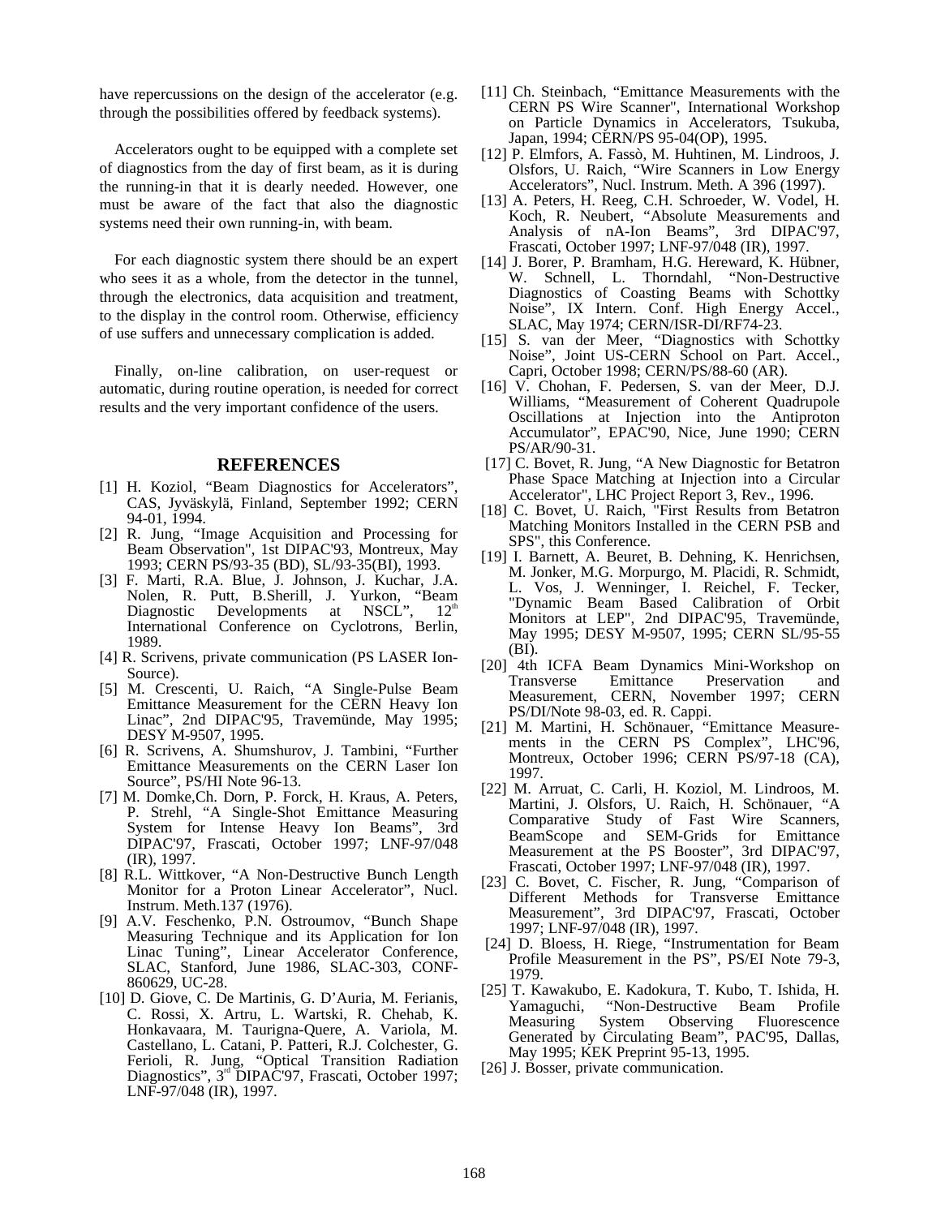have repercussions on the design of the accelerator (e.g. through the possibilities offered by feedback systems).

Accelerators ought to be equipped with a complete set of diagnostics from the day of first beam, as it is during the running-in that it is dearly needed. However, one must be aware of the fact that also the diagnostic systems need their own running-in, with beam.

For each diagnostic system there should be an expert who sees it as a whole, from the detector in the tunnel, through the electronics, data acquisition and treatment, to the display in the control room. Otherwise, efficiency of use suffers and unnecessary complication is added.

Finally, on-line calibration, on user-request or automatic, during routine operation, is needed for correct results and the very important confidence of the users.

## REFERENCES

[1] H. Koziol, "Beam Diagnostics for Accelerators", CAS, Jyväskylä, Finland, September 1992; CERN 94-01, 1994.

[2] R. Jung, "Image Acquisition and Processing for Beam Observation", 1st DIPAC'93, Montreux, May 1993; CERN PS/93-35 (BD), SL/93-35(BI), 1993.

[3] F. Marti, R.A. Blue, J. Johnson, J. Kuchar, J.A. Nolen, R. Putt, B.Sherill, J. Yurkon, "Beam Diagnostic Developments at NSCL", 12th International Conference on Cyclotrons, Berlin, 1989.

[4] R. Scrivens, private communication (PS LASER Ion-Source).

[5] M. Crescenti, U. Raich, "A Single-Pulse Beam Emittance Measurement for the CERN Heavy Ion Linac", 2nd DIPAC'95, Travemünde, May 1995; DESY M-9507, 1995.

[6] R. Scrivens, A. Shumshurov, J. Tambini, "Further Emittance Measurements on the CERN Laser Ion Source", PS/HI Note 96-13.

[7] M. Domke,Ch. Dorn, P. Forck, H. Kraus, A. Peters, P. Strehl, "A Single-Shot Emittance Measuring System for Intense Heavy Ion Beams", 3rd DIPAC'97, Frascati, October 1997; LNF-97/048 (IR), 1997.

[8] R.L. Wittkover, "A Non-Destructive Bunch Length Monitor for a Proton Linear Accelerator", Nucl. Instrum. Meth.137 (1976).

[9] A.V. Feschenko, P.N. Ostroumov, "Bunch Shape Measuring Technique and its Application for Ion Linac Tuning", Linear Accelerator Conference, SLAC, Stanford, June 1986, SLAC-303, CONF-860629, UC-28.

[10] D. Giove, C. De Martinis, G. D'Auria, M. Ferianis, C. Rossi, X. Artru, L. Wartski, R. Chehab, K. Honkavaara, M. Taurigna-Quere, A. Variola, M. Castellano, L. Catani, P. Patteri, R.J. Colchester, G. Ferioli, R. Jung, "Optical Transition Radiation Diagnostics", 3rd DIPAC'97, Frascati, October 1997; LNF-97/048 (IR), 1997.

[11] Ch. Steinbach, "Emittance Measurements with the CERN PS Wire Scanner", International Workshop on Particle Dynamics in Accelerators, Tsukuba, Japan, 1994; CERN/PS 95-04(OP), 1995.

[12] P. Elmfors, A. Fassò, M. Huhtinen, M. Lindroos, J. Olsfors, U. Raich, "Wire Scanners in Low Energy Accelerators", Nucl. Instrum. Meth. A 396 (1997).

[13] A. Peters, H. Reeg, C.H. Schroeder, W. Vodel, H. Koch, R. Neubert, "Absolute Measurements and Analysis of nA-Ion Beams", 3rd DIPAC'97, Frascati, October 1997; LNF-97/048 (IR), 1997.

[14] J. Borer, P. Bramham, H.G. Hereward, K. Hübner, W. Schnell, L. Thorndahl, "Non-Destructive Diagnostics of Coasting Beams with Schottky Noise", IX Intern. Conf. High Energy Accel., SLAC, May 1974; CERN/ISR-DI/RF74-23.

[15] S. van der Meer, "Diagnostics with Schottky Noise", Joint US-CERN School on Part. Accel., Capri, October 1998; CERN/PS/88-60 (AR).

[16] V. Chohan, F. Pedersen, S. van der Meer, D.J. Williams, "Measurement of Coherent Quadrupole Oscillations at Injection into the Antiproton Accumulator", EPAC'90, Nice, June 1990; CERN PS/AR/90-31.

[17] C. Bovet, R. Jung, "A New Diagnostic for Betatron Phase Space Matching at Injection into a Circular Accelerator", LHC Project Report 3, Rev., 1996.

[18] C. Bovet, U. Raich, "First Results from Betatron Matching Monitors Installed in the CERN PSB and SPS", this Conference.

[19] I. Barnett, A. Beuret, B. Dehning, K. Henrichsen, M. Jonker, M.G. Morpurgo, M. Placidi, R. Schmidt, L. Vos, J. Wenninger, I. Reichel, F. Tecker, "Dynamic Beam Based Calibration of Orbit Monitors at LEP", 2nd DIPAC'95, Travemünde, May 1995; DESY M-9507, 1995; CERN SL/95-55 (BI).

[20] 4th ICFA Beam Dynamics Mini-Workshop on Transverse Emittance Preservation and Measurement, CERN, November 1997; CERN PS/DI/Note 98-03, ed. R. Cappi.

[21] M. Martini, H. Schönauer, "Emittance Measurements in the CERN PS Complex", LHC'96, Montreux, October 1996; CERN PS/97-18 (CA), 1997.

[22] M. Arruat, C. Carli, H. Koziol, M. Lindroos, M. Martini, J. Olsfors, U. Raich, H. Schönauer, "A Comparative Study of Fast Wire Scanners, BeamScope and SEM-Grids for Emittance Measurement at the PS Booster", 3rd DIPAC'97, Frascati, October 1997; LNF-97/048 (IR), 1997.

[23] C. Bovet, C. Fischer, R. Jung, "Comparison of Different Methods for Transverse Emittance Measurement", 3rd DIPAC'97, Frascati, October 1997; LNF-97/048 (IR), 1997.

[24] D. Bloess, H. Riege, "Instrumentation for Beam Profile Measurement in the PS", PS/EI Note 79-3, 1979.

[25] T. Kawakubo, E. Kadokura, T. Kubo, T. Ishida, H. Yamaguchi, "Non-Destructive Beam Profile Measuring System Observing Fluorescence Generated by Circulating Beam", PAC'95, Dallas, May 1995; KEK Preprint 95-13, 1995.

[26] J. Bosser, private communication.